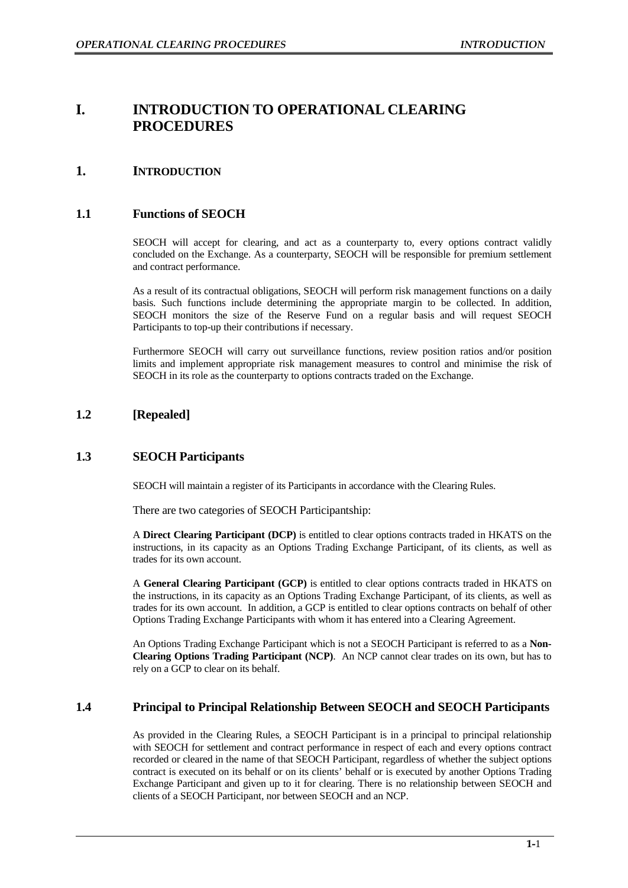# I. INTRODUCTION TO OPERATIONAL CLEARING PROCEDURES

## 1. INTRODUCTION

### 1.1 Functions of SEOCH

SEOCH will accept for clearing, and act as a counterparty to, every options contract validly concluded on the Exchange. As a counterparty, SEOCH will be responsible for premium settlement and contract performance.

As a result of its contractual obligations, SEOCH will perform risk management functions on a daily basis. Such functions include determining the appropriate margin to be collected. In addition, SEOCH monitors the size of the Reserve Fund on a regular basis and will request SEOCH Participants to top-up their contributions if necessary.

Furthermore SEOCH will carry out surveillance functions, review position ratios and/or position limits and implement appropriate risk management measures to control and minimise the risk of SEOCH in its role as the counterparty to options contracts traded on the Exchange.

### 1.2 [Repealed]

### 1.3 SEOCH Participants

SEOCH will maintain a register of its Participants in accordance with the Clearing Rules.

There are two categories of SEOCH Participantship:

A **Direct Clearing Participant (DCP)** is entitled to clear options contracts traded in HKATS on the instructions, in its capacity as an Options Trading Exchange Participant, of its clients, as well as trades for its own account.

A **General Clearing Participant (GCP)** is entitled to clear options contracts traded in HKATS on the instructions, in its capacity as an Options Trading Exchange Participant, of its clients, as well as trades for its own account. In addition, a GCP is entitled to clear options contracts on behalf of other Options Trading Exchange Participants with whom it has entered into a Clearing Agreement.

An Options Trading Exchange Participant which is not a SEOCH Participant is referred to as a **Non-Clearing Options Trading Participant (NCP)**. An NCP cannot clear trades on its own, but has to rely on a GCP to clear on its behalf.

### 1.4 Principal to Principal Relationship Between SEOCH and SEOCH Participants

As provided in the Clearing Rules, a SEOCH Participant is in a principal to principal relationship with SEOCH for settlement and contract performance in respect of each and every options contract recorded or cleared in the name of that SEOCH Participant, regardless of whether the subject options contract is executed on its behalf or on its clients' behalf or is executed by another Options Trading Exchange Participant and given up to it for clearing. There is no relationship between SEOCH and clients of a SEOCH Participant, nor between SEOCH and an NCP.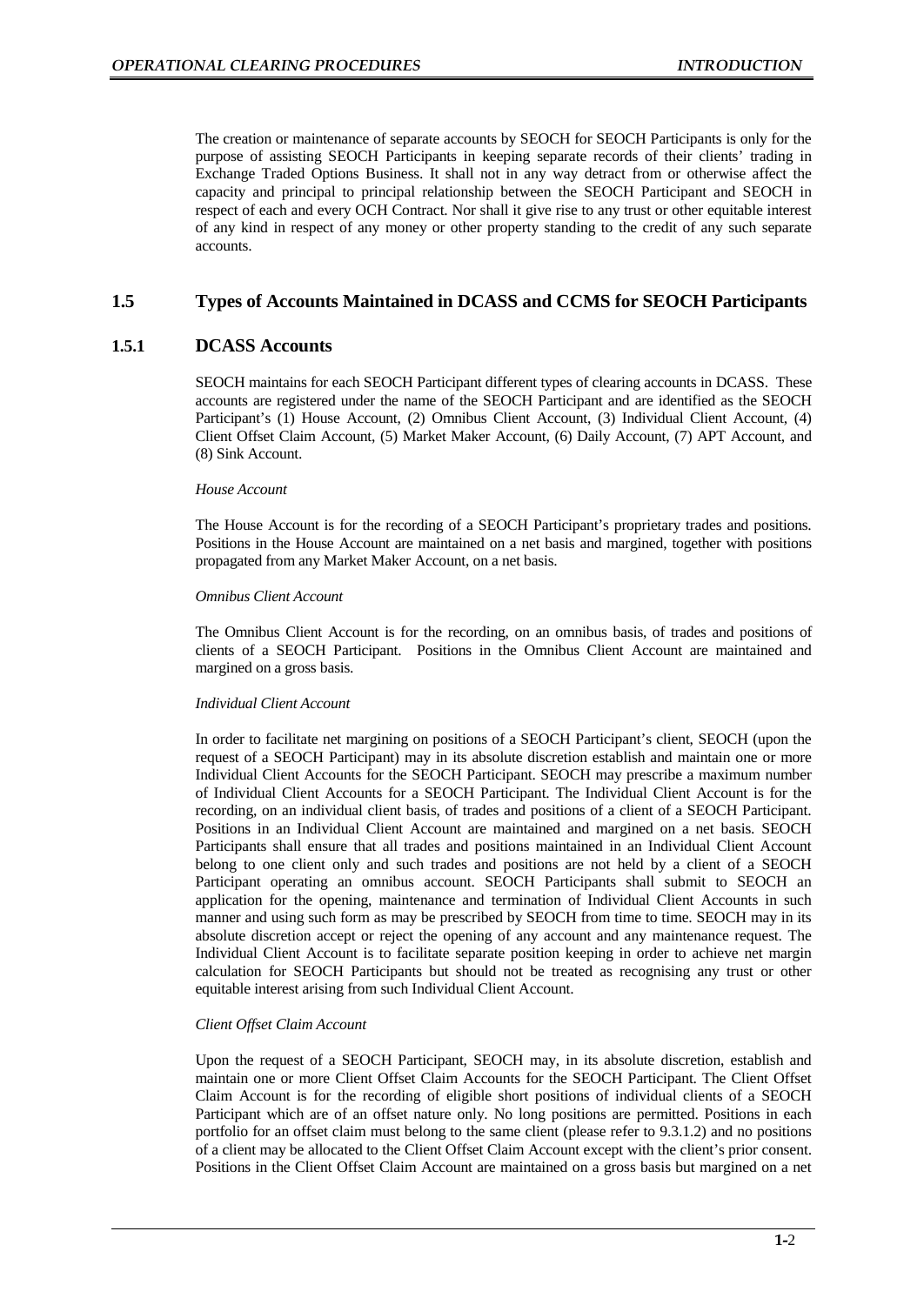The creation or maintenance of separate accounts by SEOCH for SEOCH Participants is only for the purpose of assisting SEOCH Participants in keeping separate records of their clients' trading in Exchange Traded Options Business. It shall not in any way detract from or otherwise affect the capacity and principal to principal relationship between the SEOCH Participant and SEOCH in respect of each and every OCH Contract. Nor shall it give rise to any trust or other equitable interest of any kind in respect of any money or other property standing to the credit of any such separate accounts.

## 1.5 Types of Accounts Maintained in DCASS and CCMS for SEOCH Participants

### 1.5.1 DCASS Accounts

SEOCH maintains for each SEOCH Participant different types of clearing accounts in DCASS. These accounts are registered under the name of the SEOCH Participant and are identified as the SEOCH Participant's (1) House Account, (2) Omnibus Client Account, (3) Individual Client Account, (4) Client Offset Claim Account, (5) Market Maker Account, (6) Daily Account, (7) APT Account, and (8) Sink Account.

*House Account*

The House Account is for the recording of a SEOCH Participant's proprietary trades and positions. Positions in the House Account are maintained on a net basis and margined, together with positions propagated from any Market Maker Account, on a net basis.

*Omnibus Client Account*

The Omnibus Client Account is for the recording, on an omnibus basis, of trades and positions of clients of a SEOCH Participant. Positions in the Omnibus Client Account are maintained and margined on a gross basis.

*Individual Client Account*

In order to facilitate net margining on positions of a SEOCH Participant's client, SEOCH (upon the request of a SEOCH Participant) may in its absolute discretion establish and maintain one or more Individual Client Accounts for the SEOCH Participant. SEOCH may prescribe a maximum number of Individual Client Accounts for a SEOCH Participant. The Individual Client Account is for the recording, on an individual client basis, of trades and positions of a client of a SEOCH Participant. Positions in an Individual Client Account are maintained and margined on a net basis. SEOCH Participants shall ensure that all trades and positions maintained in an Individual Client Account belong to one client only and such trades and positions are not held by a client of a SEOCH Participant operating an omnibus account. SEOCH Participants shall submit to SEOCH an application for the opening, maintenance and termination of Individual Client Accounts in such manner and using such form as may be prescribed by SEOCH from time to time. SEOCH may in its absolute discretion accept or reject the opening of any account and any maintenance request. The Individual Client Account is to facilitate separate position keeping in order to achieve net margin calculation for SEOCH Participants but should not be treated as recognising any trust or other equitable interest arising from such Individual Client Account.

*Client Offset Claim Account*

Upon the request of a SEOCH Participant, SEOCH may, in its absolute discretion, establish and maintain one or more Client Offset Claim Accounts for the SEOCH Participant. The Client Offset Claim Account is for the recording of eligible short positions of individual clients of a SEOCH Participant which are of an offset nature only. No long positions are permitted. Positions in each portfolio for an offset claim must belong to the same client (please refer to 9.3.1.2) and no positions of a client may be allocated to the Client Offset Claim Account except with the client's prior consent. Positions in the Client Offset Claim Account are maintained on a gross basis but margined on a net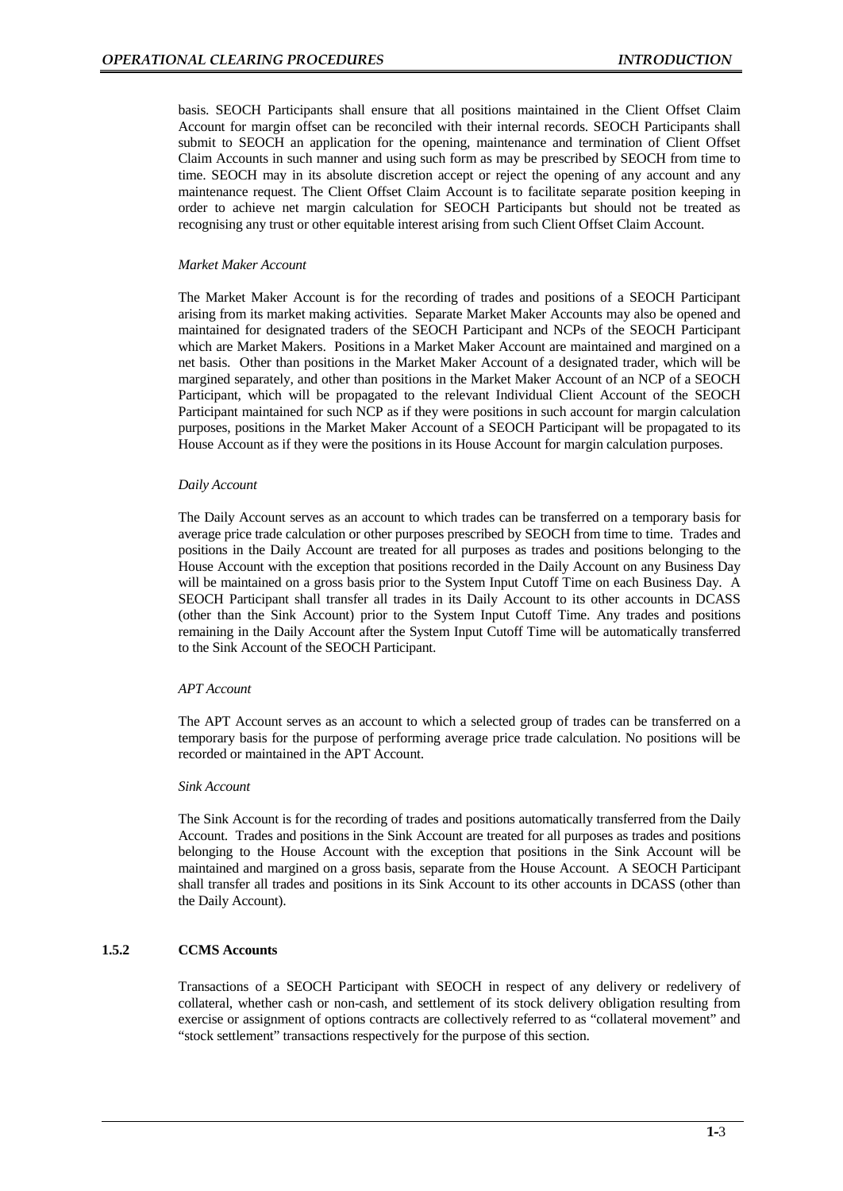basis. SEOCH Participants shall ensure that all positions maintained in the Client Offset Claim Account for margin offset can be reconciled with their internal records. SEOCH Participants shall submit to SEOCH an application for the opening, maintenance and termination of Client Offset Claim Accounts in such manner and using such form as may be prescribed by SEOCH from time to time. SEOCH may in its absolute discretion accept or reject the opening of any account and any maintenance request. The Client Offset Claim Account is to facilitate separate position keeping in order to achieve net margin calculation for SEOCH Participants but should not be treated as recognising any trust or other equitable interest arising from such Client Offset Claim Account.

*Market Maker Account*

The Market Maker Account is for the recording of trades and positions of a SEOCH Participant arising from its market making activities. Separate Market Maker Accounts may also be opened and maintained for designated traders of the SEOCH Participant and NCPs of the SEOCH Participant which are Market Makers. Positions in a Market Maker Account are maintained and margined on a net basis. Other than positions in the Market Maker Account of a designated trader, which will be margined separately, and other than positions in the Market Maker Account of an NCP of a SEOCH Participant, which will be propagated to the relevant Individual Client Account of the SEOCH Participant maintained for such NCP as if they were positions in such account for margin calculation purposes, positions in the Market Maker Account of a SEOCH Participant will be propagated to its House Account as if they were the positions in its House Account for margin calculation purposes.

*Daily Account*

The Daily Account serves as an account to which trades can be transferred on a temporary basis for average price trade calculation or other purposes prescribed by SEOCH from time to time. Trades and positions in the Daily Account are treated for all purposes as trades and positions belonging to the House Account with the exception that positions recorded in the Daily Account on any Business Day will be maintained on a gross basis prior to the System Input Cutoff Time on each Business Day. A SEOCH Participant shall transfer all trades in its Daily Account to its other accounts in DCASS (other than the Sink Account) prior to the System Input Cutoff Time. Any trades and positions remaining in the Daily Account after the System Input Cutoff Time will be automatically transferred to the Sink Account of the SEOCH Participant.

*APT Account*

The APT Account serves as an account to which a selected group of trades can be transferred on a temporary basis for the purpose of performing average price trade calculation. No positions will be recorded or maintained in the APT Account.

*Sink Account*

The Sink Account is for the recording of trades and positions automatically transferred from the Daily Account. Trades and positions in the Sink Account are treated for all purposes as trades and positions belonging to the House Account with the exception that positions in the Sink Account will be maintained and margined on a gross basis, separate from the House Account. A SEOCH Participant shall transfer all trades and positions in its Sink Account to its other accounts in DCASS (other than the Daily Account).

### 1.5.2 CCMS Accounts

Transactions of a SEOCH Participant with SEOCH in respect of any delivery or redelivery of collateral, whether cash or non-cash, and settlement of its stock delivery obligation resulting from exercise or assignment of options contracts are collectively referred to as "collateral movement" and "stock settlement" transactions respectively for the purpose of this section.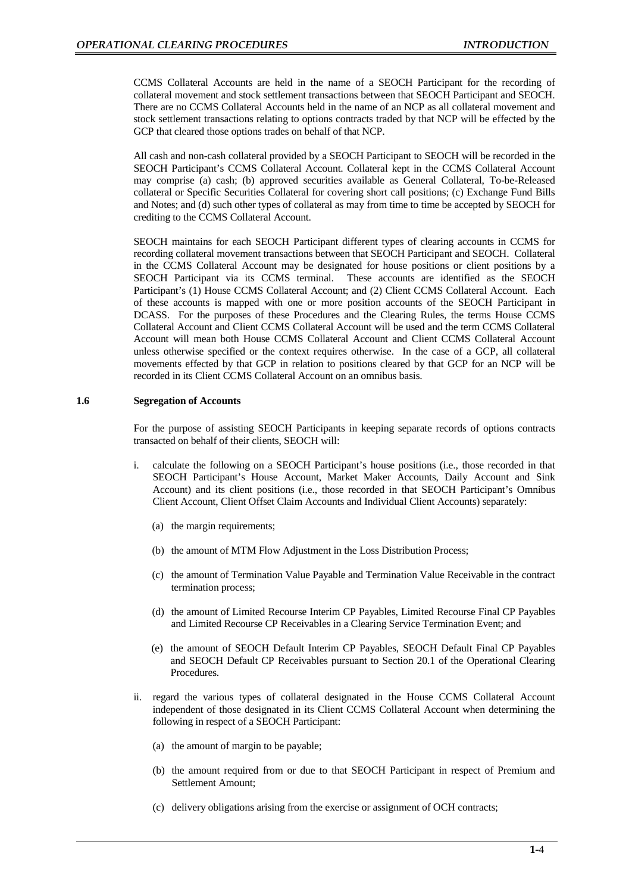CCMS Collateral Accounts are held in the name of a SEOCH Participant for the recording of collateral movement and stock settlement transactions between that SEOCH Participant and SEOCH. There are no CCMS Collateral Accounts held in the name of an NCP as all collateral movement and stock settlement transactions relating to options contracts traded by that NCP will be effected by the GCP that cleared those options trades on behalf of that NCP.

All cash and non-cash collateral provided by a SEOCH Participant to SEOCH will be recorded in the SEOCH Participant's CCMS Collateral Account. Collateral kept in the CCMS Collateral Account may comprise (a) cash; (b) approved securities available as General Collateral, To-be-Released collateral or Specific Securities Collateral for covering short call positions; (c) Exchange Fund Bills and Notes; and (d) such other types of collateral as may from time to time be accepted by SEOCH for crediting to the CCMS Collateral Account.

SEOCH maintains for each SEOCH Participant different types of clearing accounts in CCMS for recording collateral movement transactions between that SEOCH Participant and SEOCH. Collateral in the CCMS Collateral Account may be designated for house positions or client positions by a SEOCH Participant via its CCMS terminal. These accounts are identified as the SEOCH Participant's (1) House CCMS Collateral Account; and (2) Client CCMS Collateral Account. Each of these accounts is mapped with one or more position accounts of the SEOCH Participant in DCASS. For the purposes of these Procedures and the Clearing Rules, the terms House CCMS Collateral Account and Client CCMS Collateral Account will be used and the term CCMS Collateral Account will mean both House CCMS Collateral Account and Client CCMS Collateral Account unless otherwise specified or the context requires otherwise. In the case of a GCP, all collateral movements effected by that GCP in relation to positions cleared by that GCP for an NCP will be recorded in its Client CCMS Collateral Account on an omnibus basis.

## 1.6 Segregation of Accounts

For the purpose of assisting SEOCH Participants in keeping separate records of options contracts transacted on behalf of their clients, SEOCH will:

i. calculate the following on a SEOCH Participant's house positions (i.e., those recorded in that SEOCH Participant's House Account, Market Maker Accounts, Daily Account and Sink Account) and its client positions (i.e., those recorded in that SEOCH Participant's Omnibus Client Account, Client Offset Claim Accounts and Individual Client Accounts) separately:

   (a) the margin requirements;

   (b) the amount of MTM Flow Adjustment in the Loss Distribution Process;

   (c) the amount of Termination Value Payable and Termination Value Receivable in the contract termination process;

   (d) the amount of Limited Recourse Interim CP Payables, Limited Recourse Final CP Payables and Limited Recourse CP Receivables in a Clearing Service Termination Event; and

   (e) the amount of SEOCH Default Interim CP Payables, SEOCH Default Final CP Payables and SEOCH Default CP Receivables pursuant to Section 20.1 of the Operational Clearing Procedures.

ii. regard the various types of collateral designated in the House CCMS Collateral Account independent of those designated in its Client CCMS Collateral Account when determining the following in respect of a SEOCH Participant:

   (a) the amount of margin to be payable;

   (b) the amount required from or due to that SEOCH Participant in respect of Premium and Settlement Amount;

   (c) delivery obligations arising from the exercise or assignment of OCH contracts;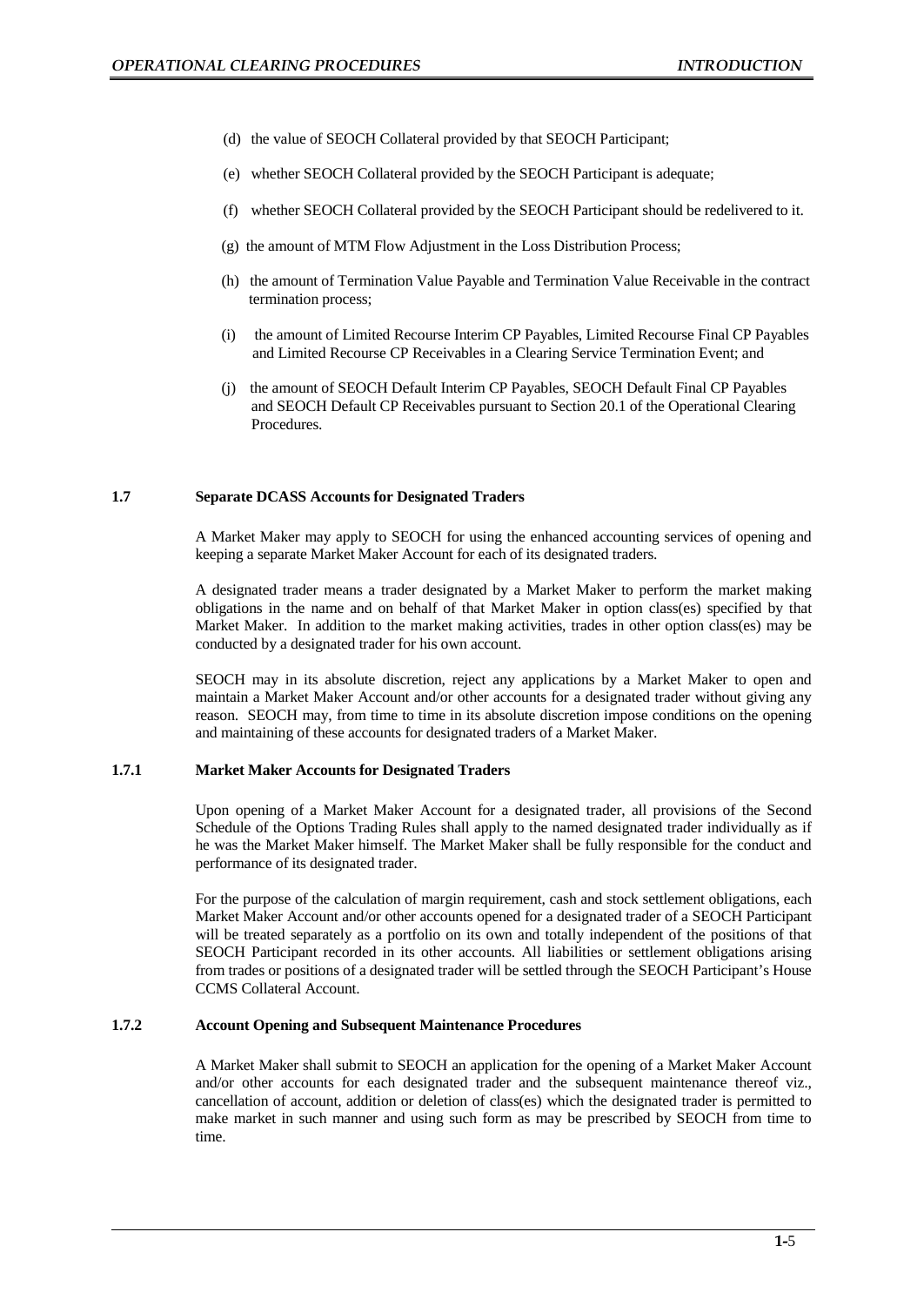(d) the value of SEOCH Collateral provided by that SEOCH Participant;

(e) whether SEOCH Collateral provided by the SEOCH Participant is adequate;

(f) whether SEOCH Collateral provided by the SEOCH Participant should be redelivered to it.

(g) the amount of MTM Flow Adjustment in the Loss Distribution Process;

(h) the amount of Termination Value Payable and Termination Value Receivable in the contract termination process;

(i) the amount of Limited Recourse Interim CP Payables, Limited Recourse Final CP Payables and Limited Recourse CP Receivables in a Clearing Service Termination Event; and

(j) the amount of SEOCH Default Interim CP Payables, SEOCH Default Final CP Payables and SEOCH Default CP Receivables pursuant to Section 20.1 of the Operational Clearing Procedures.

## 1.7 Separate DCASS Accounts for Designated Traders

A Market Maker may apply to SEOCH for using the enhanced accounting services of opening and keeping a separate Market Maker Account for each of its designated traders.

A designated trader means a trader designated by a Market Maker to perform the market making obligations in the name and on behalf of that Market Maker in option class(es) specified by that Market Maker. In addition to the market making activities, trades in other option class(es) may be conducted by a designated trader for his own account.

SEOCH may in its absolute discretion, reject any applications by a Market Maker to open and maintain a Market Maker Account and/or other accounts for a designated trader without giving any reason. SEOCH may, from time to time in its absolute discretion impose conditions on the opening and maintaining of these accounts for designated traders of a Market Maker.

### 1.7.1 Market Maker Accounts for Designated Traders

Upon opening of a Market Maker Account for a designated trader, all provisions of the Second Schedule of the Options Trading Rules shall apply to the named designated trader individually as if he was the Market Maker himself. The Market Maker shall be fully responsible for the conduct and performance of its designated trader.

For the purpose of the calculation of margin requirement, cash and stock settlement obligations, each Market Maker Account and/or other accounts opened for a designated trader of a SEOCH Participant will be treated separately as a portfolio on its own and totally independent of the positions of that SEOCH Participant recorded in its other accounts. All liabilities or settlement obligations arising from trades or positions of a designated trader will be settled through the SEOCH Participant's House CCMS Collateral Account.

### 1.7.2 Account Opening and Subsequent Maintenance Procedures

A Market Maker shall submit to SEOCH an application for the opening of a Market Maker Account and/or other accounts for each designated trader and the subsequent maintenance thereof viz., cancellation of account, addition or deletion of class(es) which the designated trader is permitted to make market in such manner and using such form as may be prescribed by SEOCH from time to time.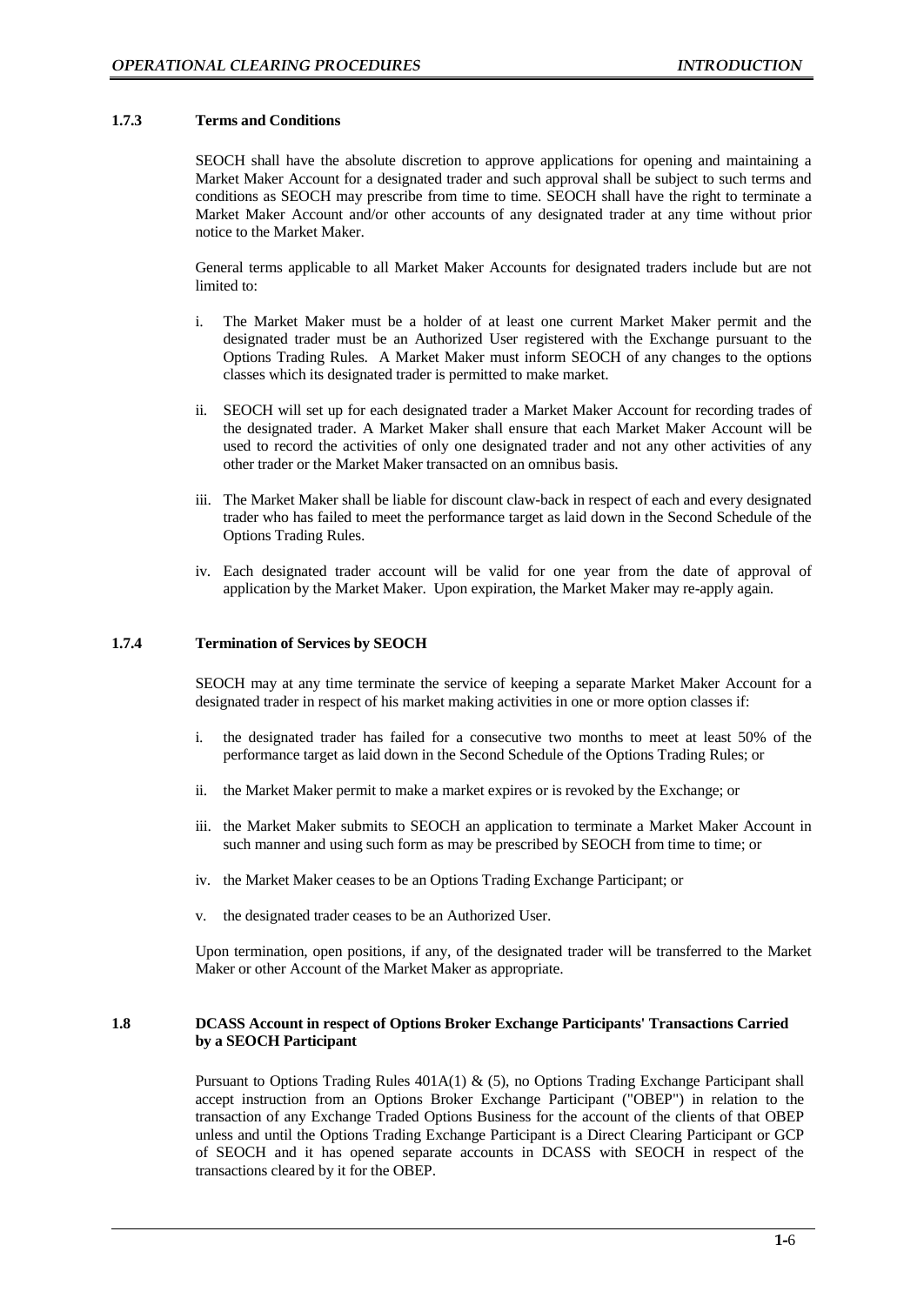#### 1.7.3 Terms and Conditions

SEOCH shall have the absolute discretion to approve applications for opening and maintaining a Market Maker Account for a designated trader and such approval shall be subject to such terms and conditions as SEOCH may prescribe from time to time. SEOCH shall have the right to terminate a Market Maker Account and/or other accounts of any designated trader at any time without prior notice to the Market Maker.

General terms applicable to all Market Maker Accounts for designated traders include but are not limited to:

i. The Market Maker must be a holder of at least one current Market Maker permit and the designated trader must be an Authorized User registered with the Exchange pursuant to the Options Trading Rules. A Market Maker must inform SEOCH of any changes to the options classes which its designated trader is permitted to make market.

ii. SEOCH will set up for each designated trader a Market Maker Account for recording trades of the designated trader. A Market Maker shall ensure that each Market Maker Account will be used to record the activities of only one designated trader and not any other activities of any other trader or the Market Maker transacted on an omnibus basis.

iii. The Market Maker shall be liable for discount claw-back in respect of each and every designated trader who has failed to meet the performance target as laid down in the Second Schedule of the Options Trading Rules.

iv. Each designated trader account will be valid for one year from the date of approval of application by the Market Maker. Upon expiration, the Market Maker may re-apply again.

#### 1.7.4 Termination of Services by SEOCH

SEOCH may at any time terminate the service of keeping a separate Market Maker Account for a designated trader in respect of his market making activities in one or more option classes if:

i. the designated trader has failed for a consecutive two months to meet at least 50% of the performance target as laid down in the Second Schedule of the Options Trading Rules; or

ii. the Market Maker permit to make a market expires or is revoked by the Exchange; or

iii. the Market Maker submits to SEOCH an application to terminate a Market Maker Account in such manner and using such form as may be prescribed by SEOCH from time to time; or

iv. the Market Maker ceases to be an Options Trading Exchange Participant; or

v. the designated trader ceases to be an Authorized User.

Upon termination, open positions, if any, of the designated trader will be transferred to the Market Maker or other Account of the Market Maker as appropriate.

### 1.8 DCASS Account in respect of Options Broker Exchange Participants' Transactions Carried by a SEOCH Participant

Pursuant to Options Trading Rules 401A(1) & (5), no Options Trading Exchange Participant shall accept instruction from an Options Broker Exchange Participant ("OBEP") in relation to the transaction of any Exchange Traded Options Business for the account of the clients of that OBEP unless and until the Options Trading Exchange Participant is a Direct Clearing Participant or GCP of SEOCH and it has opened separate accounts in DCASS with SEOCH in respect of the transactions cleared by it for the OBEP.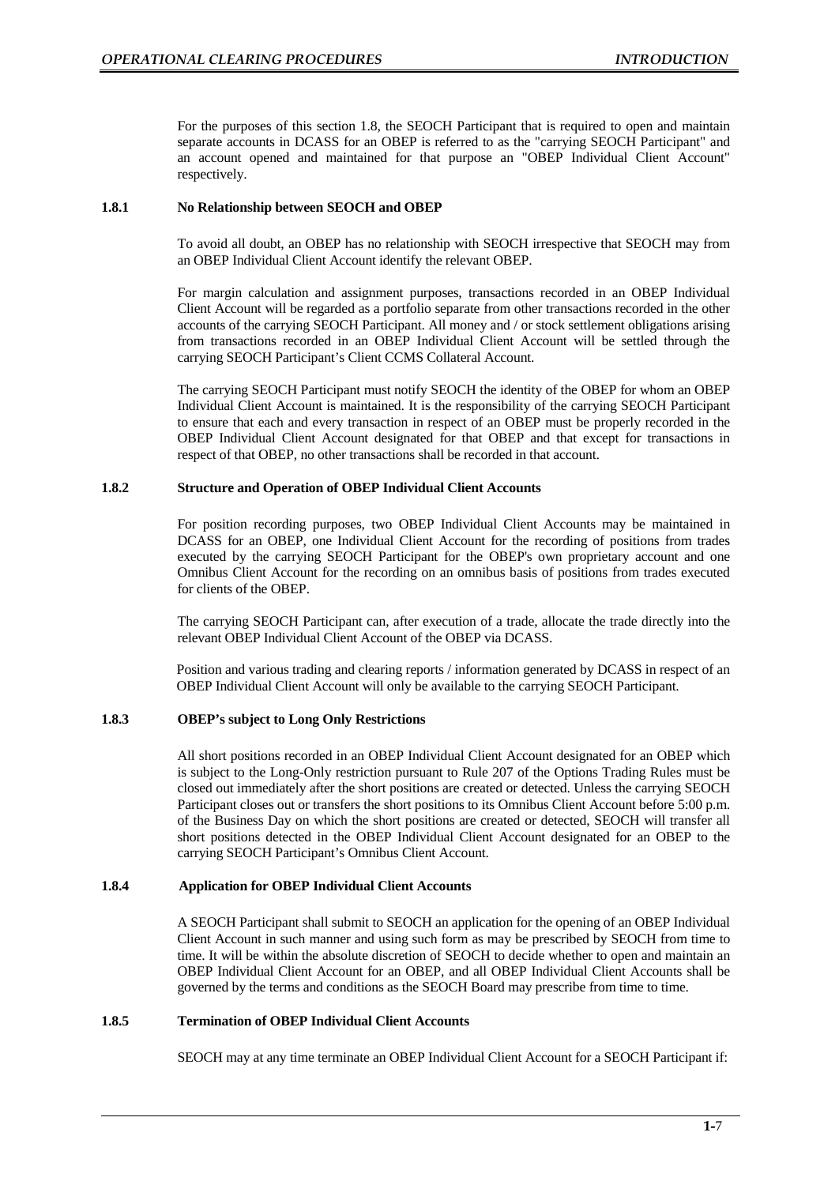For the purposes of this section 1.8, the SEOCH Participant that is required to open and maintain separate accounts in DCASS for an OBEP is referred to as the "carrying SEOCH Participant" and an account opened and maintained for that purpose an "OBEP Individual Client Account" respectively.

### 1.8.1 No Relationship between SEOCH and OBEP

To avoid all doubt, an OBEP has no relationship with SEOCH irrespective that SEOCH may from an OBEP Individual Client Account identify the relevant OBEP.

For margin calculation and assignment purposes, transactions recorded in an OBEP Individual Client Account will be regarded as a portfolio separate from other transactions recorded in the other accounts of the carrying SEOCH Participant. All money and / or stock settlement obligations arising from transactions recorded in an OBEP Individual Client Account will be settled through the carrying SEOCH Participant's Client CCMS Collateral Account.

The carrying SEOCH Participant must notify SEOCH the identity of the OBEP for whom an OBEP Individual Client Account is maintained. It is the responsibility of the carrying SEOCH Participant to ensure that each and every transaction in respect of an OBEP must be properly recorded in the OBEP Individual Client Account designated for that OBEP and that except for transactions in respect of that OBEP, no other transactions shall be recorded in that account.

### 1.8.2 Structure and Operation of OBEP Individual Client Accounts

For position recording purposes, two OBEP Individual Client Accounts may be maintained in DCASS for an OBEP, one Individual Client Account for the recording of positions from trades executed by the carrying SEOCH Participant for the OBEP's own proprietary account and one Omnibus Client Account for the recording on an omnibus basis of positions from trades executed for clients of the OBEP.

The carrying SEOCH Participant can, after execution of a trade, allocate the trade directly into the relevant OBEP Individual Client Account of the OBEP via DCASS.

Position and various trading and clearing reports / information generated by DCASS in respect of an OBEP Individual Client Account will only be available to the carrying SEOCH Participant.

### 1.8.3 OBEP's subject to Long Only Restrictions

All short positions recorded in an OBEP Individual Client Account designated for an OBEP which is subject to the Long-Only restriction pursuant to Rule 207 of the Options Trading Rules must be closed out immediately after the short positions are created or detected. Unless the carrying SEOCH Participant closes out or transfers the short positions to its Omnibus Client Account before 5:00 p.m. of the Business Day on which the short positions are created or detected, SEOCH will transfer all short positions detected in the OBEP Individual Client Account designated for an OBEP to the carrying SEOCH Participant's Omnibus Client Account.

### 1.8.4 Application for OBEP Individual Client Accounts

A SEOCH Participant shall submit to SEOCH an application for the opening of an OBEP Individual Client Account in such manner and using such form as may be prescribed by SEOCH from time to time. It will be within the absolute discretion of SEOCH to decide whether to open and maintain an OBEP Individual Client Account for an OBEP, and all OBEP Individual Client Accounts shall be governed by the terms and conditions as the SEOCH Board may prescribe from time to time.

### 1.8.5 Termination of OBEP Individual Client Accounts

SEOCH may at any time terminate an OBEP Individual Client Account for a SEOCH Participant if: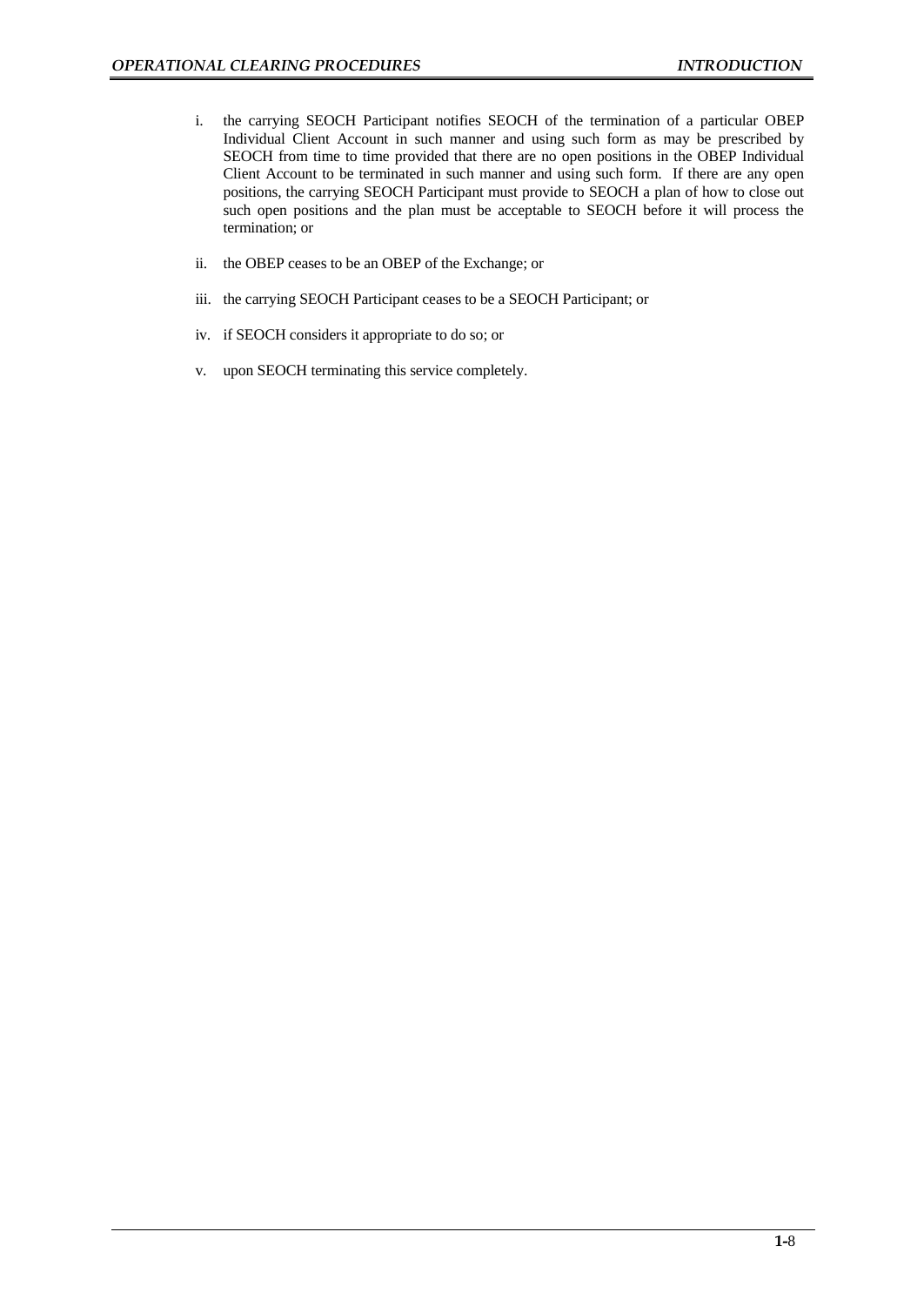i. the carrying SEOCH Participant notifies SEOCH of the termination of a particular OBEP Individual Client Account in such manner and using such form as may be prescribed by SEOCH from time to time provided that there are no open positions in the OBEP Individual Client Account to be terminated in such manner and using such form. If there are any open positions, the carrying SEOCH Participant must provide to SEOCH a plan of how to close out such open positions and the plan must be acceptable to SEOCH before it will process the termination; or

ii. the OBEP ceases to be an OBEP of the Exchange; or

iii. the carrying SEOCH Participant ceases to be a SEOCH Participant; or

iv. if SEOCH considers it appropriate to do so; or

v. upon SEOCH terminating this service completely.